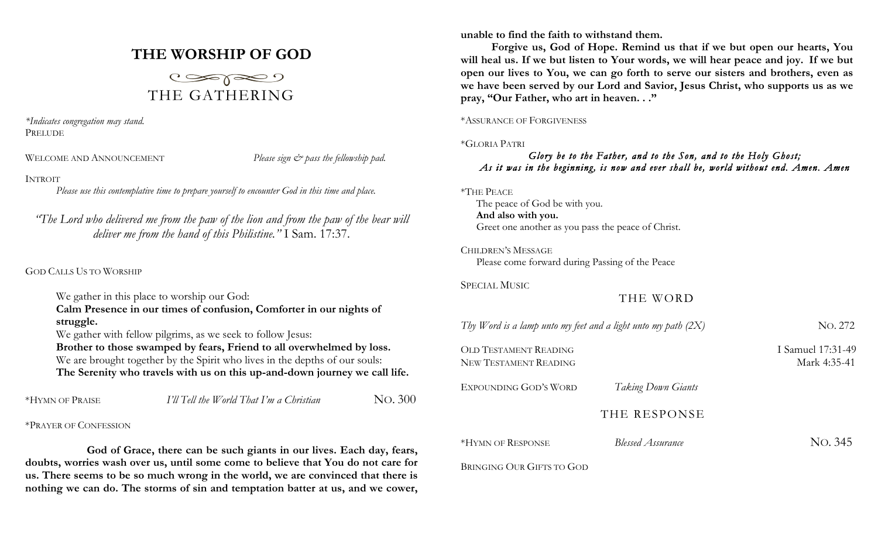# THE WORSHIP OF GOD

## THE GATHERING

*\*Indicates congregation may stand.*

PRELUDE

WELCOME AND ANNOUNCEMENT — *Please sign & pass the fellowship pad.*

INTROIT

*Please use this contemplative time to prepare yourself to encounter God in this time and place.*

*"The Lord who delivered me from the paw of the lion and from the paw of the bear will deliver me from the hand of this Philistine."* I Sam. 17:37.

GOD CALLS US TO WORSHIP

We gather in this place to worship our God:
**Calm Presence in our times of confusion, Comforter in our nights of struggle.**
We gather with fellow pilgrims, as we seek to follow Jesus:
**Brother to those swamped by fears, Friend to all overwhelmed by loss.**
We are brought together by the Spirit who lives in the depths of our souls:
**The Serenity who travels with us on this up-and-down journey we call life.**

*HYMN OF PRAISE — *I'll Tell the World That I'm a Christian* — NO. 300

*PRAYER OF CONFESSION

**God of Grace, there can be such giants in our lives. Each day, fears, doubts, worries wash over us, until some come to believe that You do not care for us. There seems to be so much wrong in the world, we are convinced that there is nothing we can do. The storms of sin and temptation batter at us, and we cower, unable to find the faith to withstand them.**

**Forgive us, God of Hope. Remind us that if we but open our hearts, You will heal us. If we but listen to Your words, we will hear peace and joy. If we but open our lives to You, we can go forth to serve our sisters and brothers, even as we have been served by our Lord and Savior, Jesus Christ, who supports us as we pray, "Our Father, who art in heaven. . ."**

*ASSURANCE OF FORGIVENESS

*GLORIA PATRI

***Glory be to the Father, and to the Son, and to the Holy Ghost;***
***As it was in the beginning, is now and ever shall be, world without end. Amen. Amen***

*THE PEACE

The peace of God be with you.
**And also with you.**
Greet one another as you pass the peace of Christ.

CHILDREN'S MESSAGE

Please come forward during Passing of the Peace

SPECIAL MUSIC

## THE WORD

*Thy Word is a lamp unto my feet and a light unto my path (2X)* — NO. 272

OLD TESTAMENT READING — I Samuel 17:31-49
NEW TESTAMENT READING — Mark 4:35-41

EXPOUNDING GOD'S WORD — *Taking Down Giants*

## THE RESPONSE

*HYMN OF RESPONSE — *Blessed Assurance* — NO. 345

BRINGING OUR GIFTS TO GOD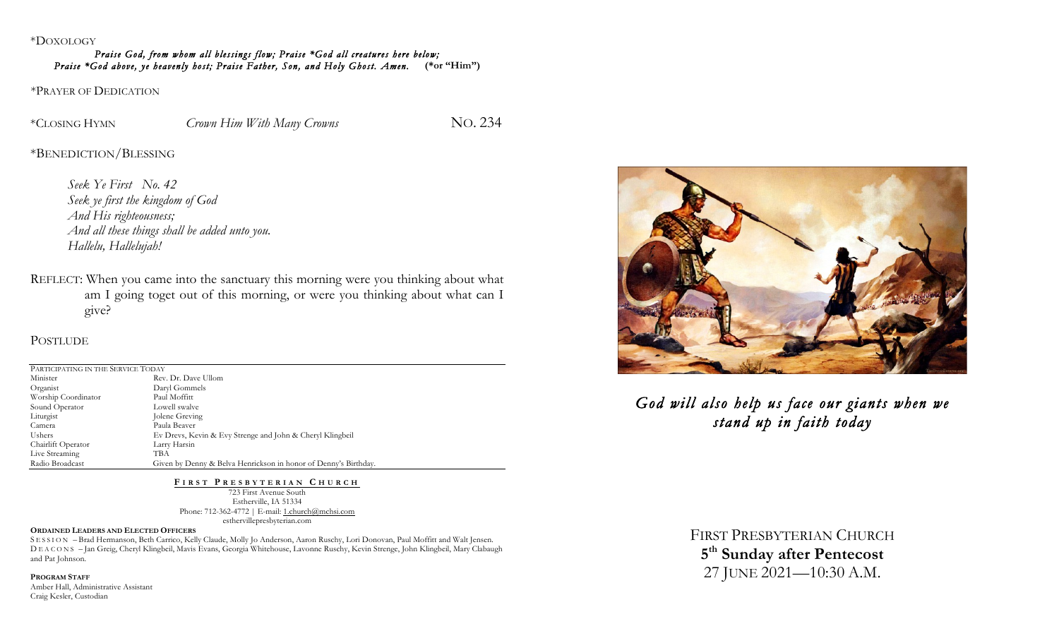\*DOXOLOGY

*Praise God, from whom all blessings flow; Praise \*God all creatures here below;*
*Praise \*God above, ye heavenly host; Praise Father, Son, and Holy Ghost. Amen.* **(\*or "Him")**

\*PRAYER OF DEDICATION

\*CLOSING HYMN *Crown Him With Many Crowns* NO. 234

\*BENEDICTION/BLESSING

*Seek Ye First No. 42*
*Seek ye first the kingdom of God*
*And His righteousness;*
*And all these things shall be added unto you.*
*Hallelu, Hallelujah!*

REFLECT: When you came into the sanctuary this morning were you thinking about what am I going toget out of this morning, or were you thinking about what can I give?

POSTLUDE

| PARTICIPATING IN THE SERVICE TODAY | |
|---|---|
| Minister | Rev. Dr. Dave Ullom |
| Organist | Daryl Gommels |
| Worship Coordinator | Paul Moffitt |
| Sound Operator | Lowell swalve |
| Liturgist | Jolene Greving |
| Camera | Paula Beaver |
| Ushers | Ev Drevs, Kevin & Evy Strenge and John & Cheryl Klingbeil |
| Chairlift Operator | Larry Harsin |
| Live Streaming | TBA |
| Radio Broadcast | Given by Denny & Belva Henrickson in honor of Denny's Birthday. |

**FIRST PRESBYTERIAN CHURCH**

723 First Avenue South
Estherville, IA 51334
Phone: 712-362-4772 | E-mail: 1.church@mchsi.com
esthervillepresbyterian.com

**ORDAINED LEADERS AND ELECTED OFFICERS**

SESSION – Brad Hermanson, Beth Carrico, Kelly Claude, Molly Jo Anderson, Aaron Ruschy, Lori Donovan, Paul Moffitt and Walt Jensen.
DEACONS – Jan Greig, Cheryl Klingbeil, Mavis Evans, Georgia Whitehouse, Lavonne Ruschy, Kevin Strenge, John Klingbeil, Mary Clabaugh and Pat Johnson.

**PROGRAM STAFF**

Amber Hall, Administrative Assistant
Craig Kesler, Custodian

*God will also help us face our giants when we stand up in faith today*

FIRST PRESBYTERIAN CHURCH
**5th Sunday after Pentecost**
27 JUNE 2021—10:30 A.M.